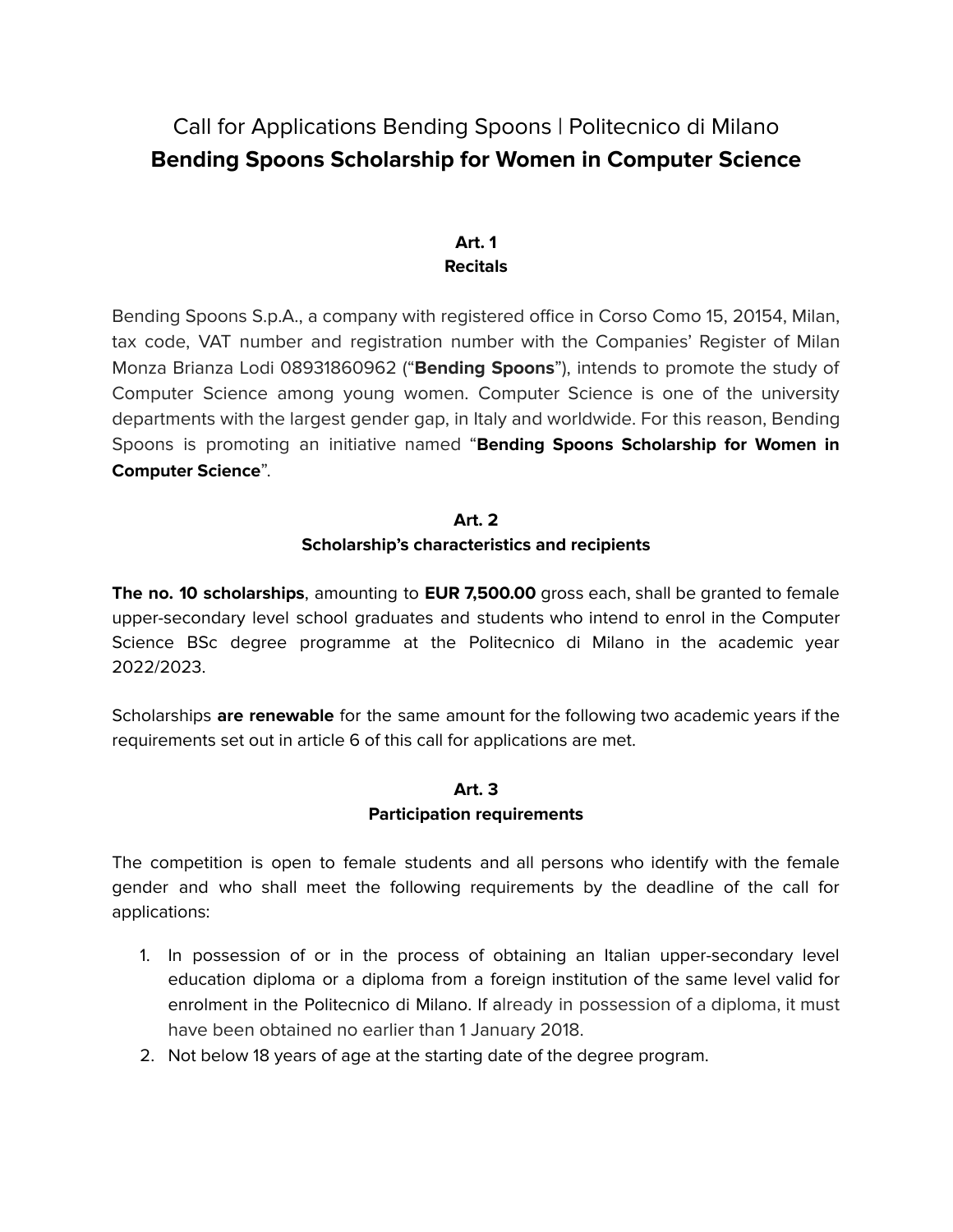# Call for Applications Bending Spoons | Politecnico di Milano
# **Bending Spoons Scholarship for Women in Computer Science**

### **Art. 1**
### **Recitals**

Bending Spoons S.p.A., a company with registered office in Corso Como 15, 20154, Milan, tax code, VAT number and registration number with the Companies' Register of Milan Monza Brianza Lodi 08931860962 ("**Bending Spoons**"), intends to promote the study of Computer Science among young women. Computer Science is one of the university departments with the largest gender gap, in Italy and worldwide. For this reason, Bending Spoons is promoting an initiative named "**Bending Spoons Scholarship for Women in Computer Science**".

### **Art. 2**
### **Scholarship's characteristics and recipients**

**The no. 10 scholarships**, amounting to **EUR 7,500.00** gross each, shall be granted to female upper-secondary level school graduates and students who intend to enrol in the Computer Science BSc degree programme at the Politecnico di Milano in the academic year 2022/2023.

Scholarships **are renewable** for the same amount for the following two academic years if the requirements set out in article 6 of this call for applications are met.

### **Art. 3**
### **Participation requirements**

The competition is open to female students and all persons who identify with the female gender and who shall meet the following requirements by the deadline of the call for applications:

1. In possession of or in the process of obtaining an Italian upper-secondary level education diploma or a diploma from a foreign institution of the same level valid for enrolment in the Politecnico di Milano. If already in possession of a diploma, it must have been obtained no earlier than 1 January 2018.
2. Not below 18 years of age at the starting date of the degree program.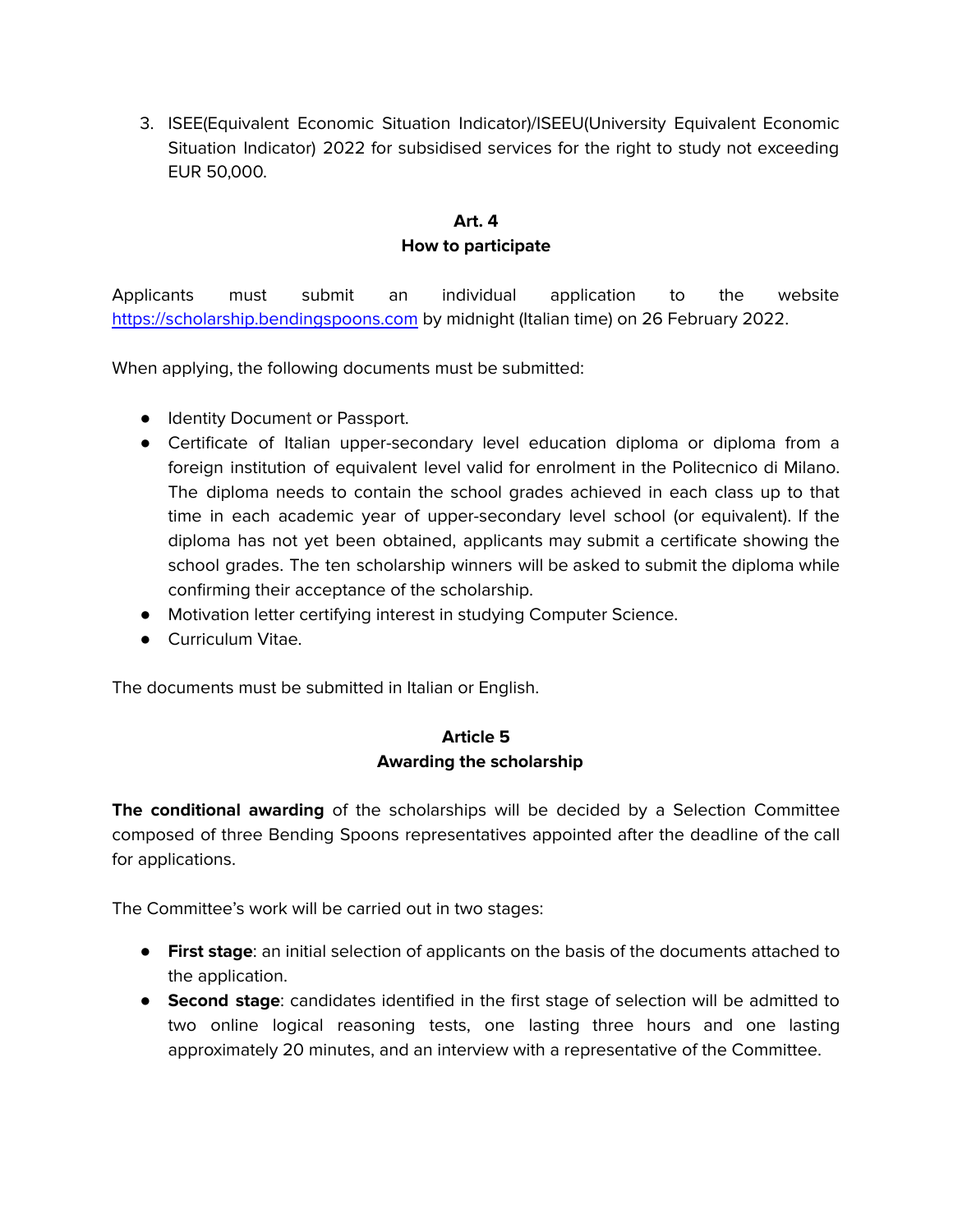3. ISEE(Equivalent Economic Situation Indicator)/ISEEU(University Equivalent Economic Situation Indicator) 2022 for subsidised services for the right to study not exceeding EUR 50,000.

## Art. 4
## How to participate

Applicants must submit an individual application to the website https://scholarship.bendingspoons.com by midnight (Italian time) on 26 February 2022.

When applying, the following documents must be submitted:

- Identity Document or Passport.
- Certificate of Italian upper-secondary level education diploma or diploma from a foreign institution of equivalent level valid for enrolment in the Politecnico di Milano. The diploma needs to contain the school grades achieved in each class up to that time in each academic year of upper-secondary level school (or equivalent). If the diploma has not yet been obtained, applicants may submit a certificate showing the school grades. The ten scholarship winners will be asked to submit the diploma while confirming their acceptance of the scholarship.
- Motivation letter certifying interest in studying Computer Science.
- Curriculum Vitae.

The documents must be submitted in Italian or English.

## Article 5
## Awarding the scholarship

**The conditional awarding** of the scholarships will be decided by a Selection Committee composed of three Bending Spoons representatives appointed after the deadline of the call for applications.

The Committee's work will be carried out in two stages:

- **First stage**: an initial selection of applicants on the basis of the documents attached to the application.
- **Second stage**: candidates identified in the first stage of selection will be admitted to two online logical reasoning tests, one lasting three hours and one lasting approximately 20 minutes, and an interview with a representative of the Committee.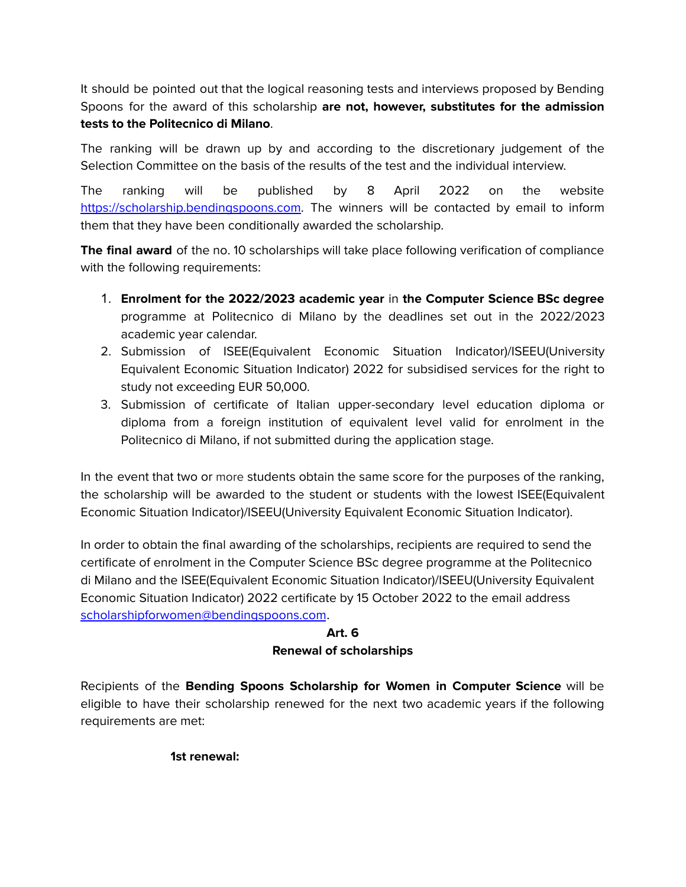It should be pointed out that the logical reasoning tests and interviews proposed by Bending Spoons for the award of this scholarship **are not, however, substitutes for the admission tests to the Politecnico di Milano**.

The ranking will be drawn up by and according to the discretionary judgement of the Selection Committee on the basis of the results of the test and the individual interview.

The ranking will be published by 8 April 2022 on the website https://scholarship.bendingspoons.com. The winners will be contacted by email to inform them that they have been conditionally awarded the scholarship.

**The final award** of the no. 10 scholarships will take place following verification of compliance with the following requirements:

1. **Enrolment for the 2022/2023 academic year** in **the Computer Science BSc degree** programme at Politecnico di Milano by the deadlines set out in the 2022/2023 academic year calendar.
2. Submission of ISEE(Equivalent Economic Situation Indicator)/ISEEU(University Equivalent Economic Situation Indicator) 2022 for subsidised services for the right to study not exceeding EUR 50,000.
3. Submission of certificate of Italian upper-secondary level education diploma or diploma from a foreign institution of equivalent level valid for enrolment in the Politecnico di Milano, if not submitted during the application stage.

In the event that two or more students obtain the same score for the purposes of the ranking, the scholarship will be awarded to the student or students with the lowest ISEE(Equivalent Economic Situation Indicator)/ISEEU(University Equivalent Economic Situation Indicator).

In order to obtain the final awarding of the scholarships, recipients are required to send the certificate of enrolment in the Computer Science BSc degree programme at the Politecnico di Milano and the ISEE(Equivalent Economic Situation Indicator)/ISEEU(University Equivalent Economic Situation Indicator) 2022 certificate by 15 October 2022 to the email address scholarshipforwomen@bendingspoons.com.

## Art. 6
## Renewal of scholarships

Recipients of the **Bending Spoons Scholarship for Women in Computer Science** will be eligible to have their scholarship renewed for the next two academic years if the following requirements are met:

**1st renewal:**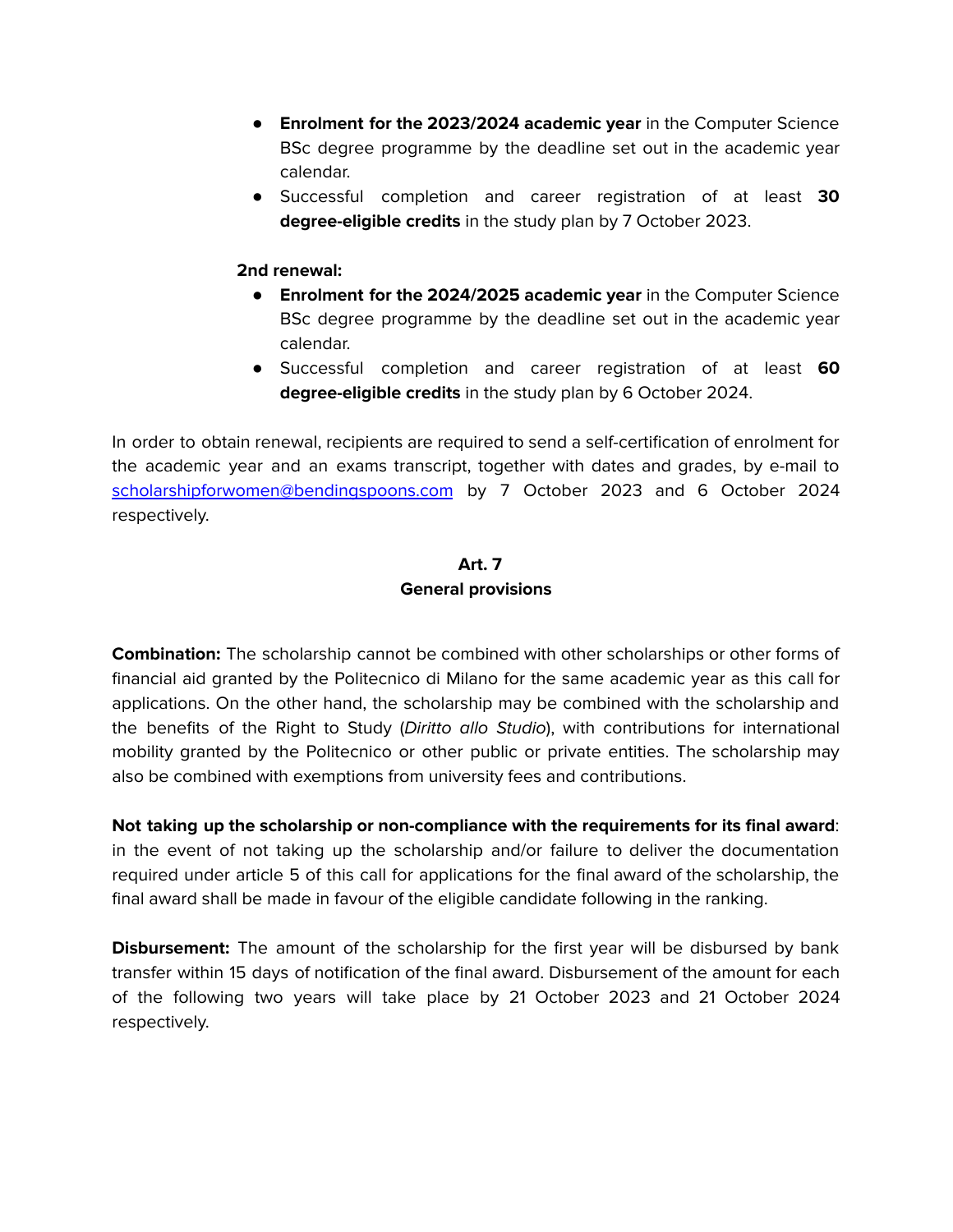- **Enrolment for the 2023/2024 academic year** in the Computer Science BSc degree programme by the deadline set out in the academic year calendar.
- Successful completion and career registration of at least **30 degree-eligible credits** in the study plan by 7 October 2023.

**2nd renewal:**

- **Enrolment for the 2024/2025 academic year** in the Computer Science BSc degree programme by the deadline set out in the academic year calendar.
- Successful completion and career registration of at least **60 degree-eligible credits** in the study plan by 6 October 2024.

In order to obtain renewal, recipients are required to send a self-certification of enrolment for the academic year and an exams transcript, together with dates and grades, by e-mail to scholarshipforwomen@bendingspoons.com by 7 October 2023 and 6 October 2024 respectively.

## Art. 7
## General provisions

**Combination:** The scholarship cannot be combined with other scholarships or other forms of financial aid granted by the Politecnico di Milano for the same academic year as this call for applications. On the other hand, the scholarship may be combined with the scholarship and the benefits of the Right to Study (*Diritto allo Studio*), with contributions for international mobility granted by the Politecnico or other public or private entities. The scholarship may also be combined with exemptions from university fees and contributions.

**Not taking up the scholarship or non-compliance with the requirements for its final award**: in the event of not taking up the scholarship and/or failure to deliver the documentation required under article 5 of this call for applications for the final award of the scholarship, the final award shall be made in favour of the eligible candidate following in the ranking.

**Disbursement:** The amount of the scholarship for the first year will be disbursed by bank transfer within 15 days of notification of the final award. Disbursement of the amount for each of the following two years will take place by 21 October 2023 and 21 October 2024 respectively.